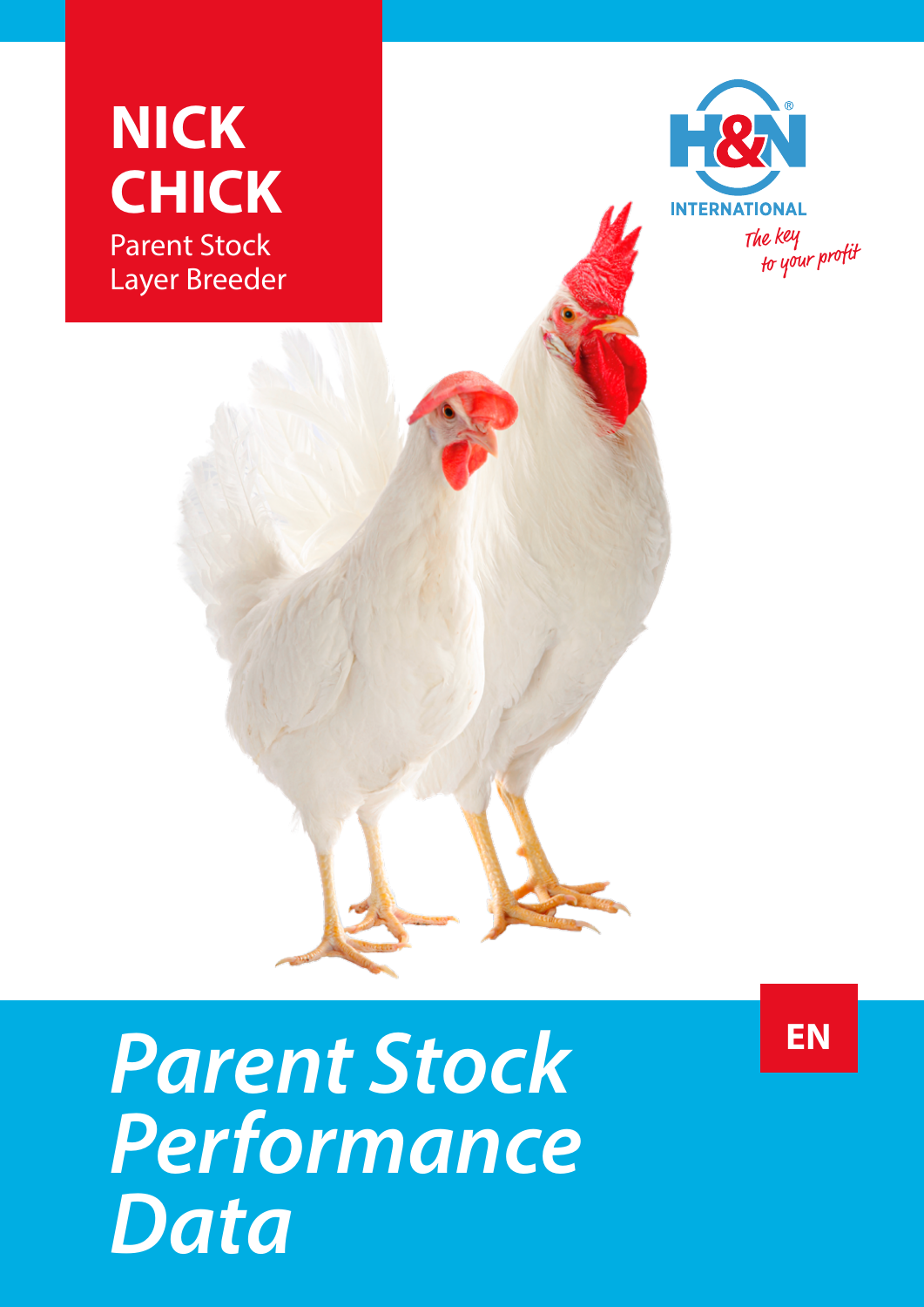# NICK CHICK

Parent Stock
Layer Breeder

H&N INTERNATIONAL

*The key to your profit*

# *Parent Stock Performance Data*

EN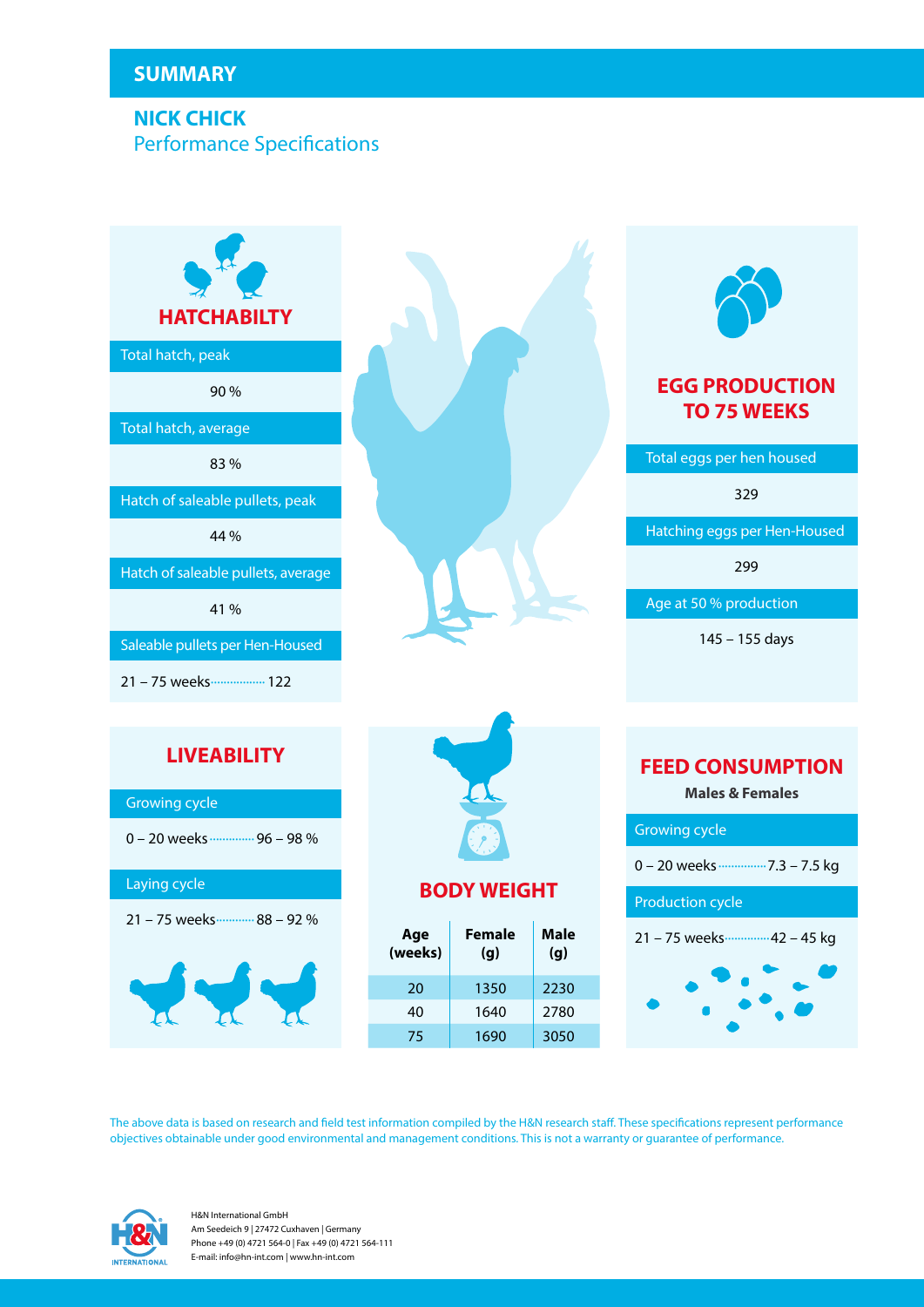# SUMMARY

## NICK CHICK
Performance Specifications

### HATCHABILTY

| | |
|---|---|
| Total hatch, peak | 90 % |
| Total hatch, average | 83 % |
| Hatch of saleable pullets, peak | 44 % |
| Hatch of saleable pullets, average | 41 % |
| Saleable pullets per Hen-Housed | 21 – 75 weeks ··· 122 |

### EGG PRODUCTION TO 75 WEEKS

| | |
|---|---|
| Total eggs per hen housed | 329 |
| Hatching eggs per Hen-Housed | 299 |
| Age at 50 % production | 145 – 155 days |

### LIVEABILITY

**Growing cycle**

0 – 20 weeks ··· 96 – 98 %

**Laying cycle**

21 – 75 weeks ··· 88 – 92 %

### BODY WEIGHT

| Age (weeks) | Female (g) | Male (g) |
|---|---|---|
| 20 | 1350 | 2230 |
| 40 | 1640 | 2780 |
| 75 | 1690 | 3050 |

### FEED CONSUMPTION

**Males & Females**

**Growing cycle**

0 – 20 weeks ··· 7.3 – 7.5 kg

**Production cycle**

21 – 75 weeks ··· 42 – 45 kg

The above data is based on research and field test information compiled by the H&N research staff. These specifications represent performance objectives obtainable under good environmental and management conditions. This is not a warranty or guarantee of performance.

H&N International GmbH
Am Seedeich 9 | 27472 Cuxhaven | Germany
Phone +49 (0) 4721 564-0 | Fax +49 (0) 4721 564-111
E-mail: info@hn-int.com | www.hn-int.com